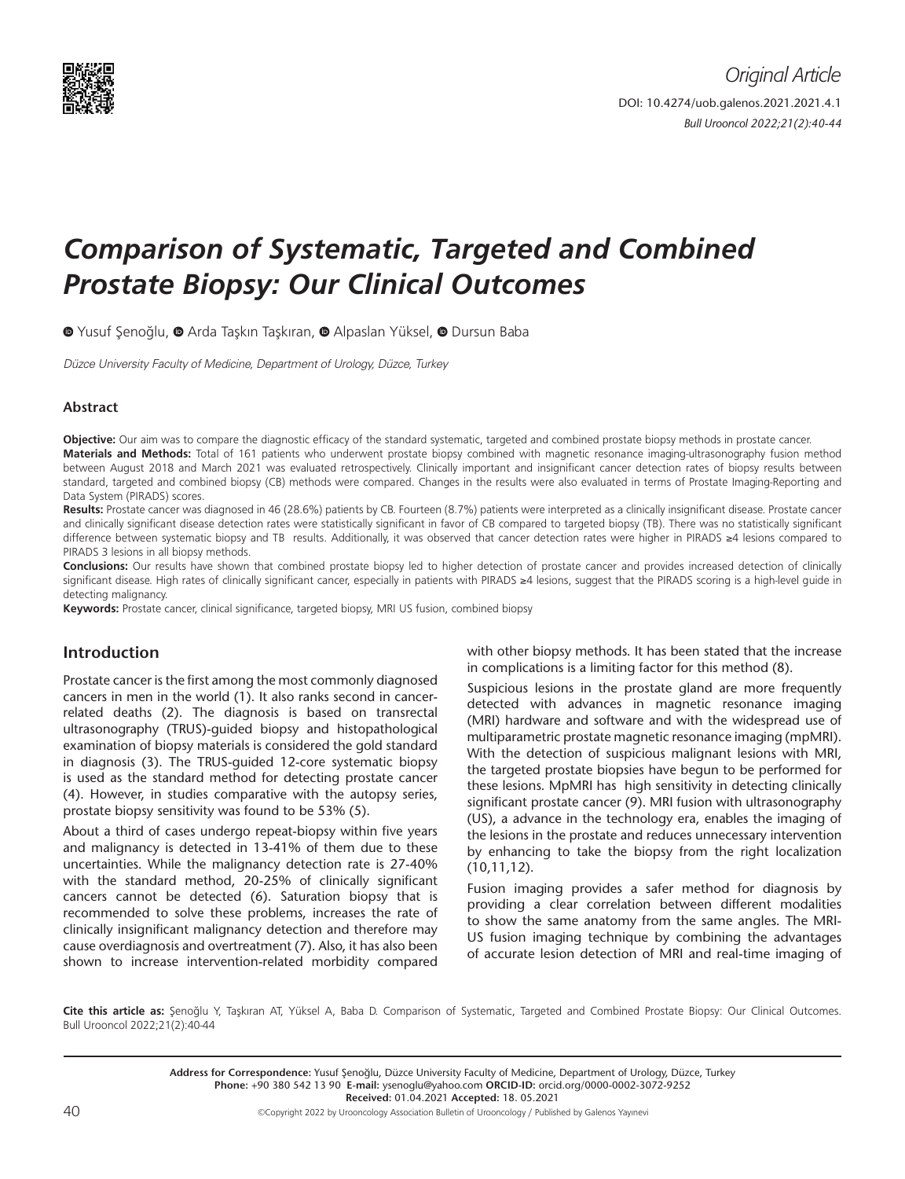*Original Article*

DOI: 10.4274/uob.galenos.2021.2021.4.1

# Comparison of Systematic, Targeted and Combined Prostate Biopsy: Our Clinical Outcomes

Yusuf Şenoğlu, Arda Taşkın Taşkıran, Alpaslan Yüksel, Dursun Baba

*Düzce University Faculty of Medicine, Department of Urology, Düzce, Turkey*

## Abstract

**Objective:** Our aim was to compare the diagnostic efficacy of the standard systematic, targeted and combined prostate biopsy methods in prostate cancer.

**Materials and Methods:** Total of 161 patients who underwent prostate biopsy combined with magnetic resonance imaging-ultrasonography fusion method between August 2018 and March 2021 was evaluated retrospectively. Clinically important and insignificant cancer detection rates of biopsy results between standard, targeted and combined biopsy (CB) methods were compared. Changes in the results were also evaluated in terms of Prostate Imaging-Reporting and Data System (PIRADS) scores.

**Results:** Prostate cancer was diagnosed in 46 (28.6%) patients by CB. Fourteen (8.7%) patients were interpreted as a clinically insignificant disease. Prostate cancer and clinically significant disease detection rates were statistically significant in favor of CB compared to targeted biopsy (TB). There was no statistically significant difference between systematic biopsy and TB results. Additionally, it was observed that cancer detection rates were higher in PIRADS ≥4 lesions compared to PIRADS 3 lesions in all biopsy methods.

**Conclusions:** Our results have shown that combined prostate biopsy led to higher detection of prostate cancer and provides increased detection of clinically significant disease. High rates of clinically significant cancer, especially in patients with PIRADS ≥4 lesions, suggest that the PIRADS scoring is a high-level guide in detecting malignancy.

**Keywords:** Prostate cancer, clinical significance, targeted biopsy, MRI US fusion, combined biopsy

## Introduction

Prostate cancer is the first among the most commonly diagnosed cancers in men in the world (1). It also ranks second in cancer-related deaths (2). The diagnosis is based on transrectal ultrasonography (TRUS)-guided biopsy and histopathological examination of biopsy materials is considered the gold standard in diagnosis (3). The TRUS-guided 12-core systematic biopsy is used as the standard method for detecting prostate cancer (4). However, in studies comparative with the autopsy series, prostate biopsy sensitivity was found to be 53% (5).

About a third of cases undergo repeat-biopsy within five years and malignancy is detected in 13-41% of them due to these uncertainties. While the malignancy detection rate is 27-40% with the standard method, 20-25% of clinically significant cancers cannot be detected (6). Saturation biopsy that is recommended to solve these problems, increases the rate of clinically insignificant malignancy detection and therefore may cause overdiagnosis and overtreatment (7). Also, it has also been shown to increase intervention-related morbidity compared with other biopsy methods. It has been stated that the increase in complications is a limiting factor for this method (8).

Suspicious lesions in the prostate gland are more frequently detected with advances in magnetic resonance imaging (MRI) hardware and software and with the widespread use of multiparametric prostate magnetic resonance imaging (mpMRI). With the detection of suspicious malignant lesions with MRI, the targeted prostate biopsies have begun to be performed for these lesions. MpMRI has high sensitivity in detecting clinically significant prostate cancer (9). MRI fusion with ultrasonography (US), a advance in the technology era, enables the imaging of the lesions in the prostate and reduces unnecessary intervention by enhancing to take the biopsy from the right localization (10,11,12).

Fusion imaging provides a safer method for diagnosis by providing a clear correlation between different modalities to show the same anatomy from the same angles. The MRI-US fusion imaging technique by combining the advantages of accurate lesion detection of MRI and real-time imaging of

**Cite this article as:** Şenoğlu Y, Taşkıran AT, Yüksel A, Baba D. Comparison of Systematic, Targeted and Combined Prostate Biopsy: Our Clinical Outcomes. Bull Urooncol 2022;21(2):40-44

**Address for Correspondence:** Yusuf Şenoğlu, Düzce University Faculty of Medicine, Department of Urology, Düzce, Turkey
**Phone:** +90 380 542 13 90 **E-mail:** ysenoglu@yahoo.com **ORCID-ID:** orcid.org/0000-0002-3072-9252
**Received:** 01.04.2021 **Accepted:** 18. 05.2021

©Copyright 2022 by Urooncology Association Bulletin of Urooncology / Published by Galenos Yayınevi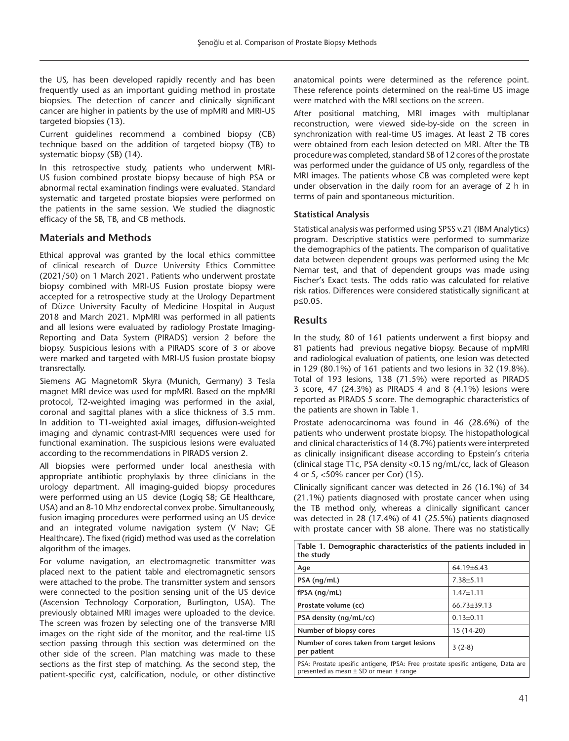the US, has been developed rapidly recently and has been frequently used as an important guiding method in prostate biopsies. The detection of cancer and clinically significant cancer are higher in patients by the use of mpMRI and MRI-US targeted biopsies (13).

Current guidelines recommend a combined biopsy (CB) technique based on the addition of targeted biopsy (TB) to systematic biopsy (SB) (14).

In this retrospective study, patients who underwent MRI-US fusion combined prostate biopsy because of high PSA or abnormal rectal examination findings were evaluated. Standard systematic and targeted prostate biopsies were performed on the patients in the same session. We studied the diagnostic efficacy of the SB, TB, and CB methods.

## Materials and Methods

Ethical approval was granted by the local ethics committee of clinical research of Duzce University Ethics Committee (2021/50) on 1 March 2021. Patients who underwent prostate biopsy combined with MRI-US Fusion prostate biopsy were accepted for a retrospective study at the Urology Department of Düzce University Faculty of Medicine Hospital in August 2018 and March 2021. MpMRI was performed in all patients and all lesions were evaluated by radiology Prostate Imaging-Reporting and Data System (PIRADS) version 2 before the biopsy. Suspicious lesions with a PIRADS score of 3 or above were marked and targeted with MRI-US fusion prostate biopsy transrectally.

Siemens AG MagnetomR Skyra (Munich, Germany) 3 Tesla magnet MRI device was used for mpMRI. Based on the mpMRI protocol, T2-weighted imaging was performed in the axial, coronal and sagittal planes with a slice thickness of 3.5 mm. In addition to T1-weighted axial images, diffusion-weighted imaging and dynamic contrast-MRI sequences were used for functional examination. The suspicious lesions were evaluated according to the recommendations in PIRADS version 2.

All biopsies were performed under local anesthesia with appropriate antibiotic prophylaxis by three clinicians in the urology department. All imaging-guided biopsy procedures were performed using an US device (Logiq S8; GE Healthcare, USA) and an 8-10 Mhz endorectal convex probe. Simultaneously, fusion imaging procedures were performed using an US device and an integrated volume navigation system (V Nav; GE Healthcare). The fixed (rigid) method was used as the correlation algorithm of the images.

For volume navigation, an electromagnetic transmitter was placed next to the patient table and electromagnetic sensors were attached to the probe. The transmitter system and sensors were connected to the position sensing unit of the US device (Ascension Technology Corporation, Burlington, USA). The previously obtained MRI images were uploaded to the device. The screen was frozen by selecting one of the transverse MRI images on the right side of the monitor, and the real-time US section passing through this section was determined on the other side of the screen. Plan matching was made to these sections as the first step of matching. As the second step, the patient-specific cyst, calcification, nodule, or other distinctive anatomical points were determined as the reference point. These reference points determined on the real-time US image were matched with the MRI sections on the screen.

After positional matching, MRI images with multiplanar reconstruction, were viewed side-by-side on the screen in synchronization with real-time US images. At least 2 TB cores were obtained from each lesion detected on MRI. After the TB procedure was completed, standard SB of 12 cores of the prostate was performed under the guidance of US only, regardless of the MRI images. The patients whose CB was completed were kept under observation in the daily room for an average of 2 h in terms of pain and spontaneous micturition.

### Statistical Analysis

Statistical analysis was performed using SPSS v.21 (IBM Analytics) program. Descriptive statistics were performed to summarize the demographics of the patients. The comparison of qualitative data between dependent groups was performed using the Mc Nemar test, and that of dependent groups was made using Fischer's Exact tests. The odds ratio was calculated for relative risk ratios. Differences were considered statistically significant at $p \leq 0.05$.

## Results

In the study, 80 of 161 patients underwent a first biopsy and 81 patients had previous negative biopsy. Because of mpMRI and radiological evaluation of patients, one lesion was detected in 129 (80.1%) of 161 patients and two lesions in 32 (19.8%). Total of 193 lesions, 138 (71.5%) were reported as PIRADS 3 score, 47 (24.3%) as PIRADS 4 and 8 (4.1%) lesions were reported as PIRADS 5 score. The demographic characteristics of the patients are shown in Table 1.

Prostate adenocarcinoma was found in 46 (28.6%) of the patients who underwent prostate biopsy. The histopathological and clinical characteristics of 14 (8.7%) patients were interpreted as clinically insignificant disease according to Epstein's criteria (clinical stage T1c, PSA density <0.15 ng/mL/cc, lack of Gleason 4 or 5, <50% cancer per Cor) (15).

Clinically significant cancer was detected in 26 (16.1%) of 34 (21.1%) patients diagnosed with prostate cancer when using the TB method only, whereas a clinically significant cancer was detected in 28 (17.4%) of 41 (25.5%) patients diagnosed with prostate cancer with SB alone. There was no statistically

**Table 1. Demographic characteristics of the patients included in the study**

| | |
|---|---|
| Age | 64.19±6.43 |
| PSA (ng/mL) | 7.38±5.11 |
| fPSA (ng/mL) | 1.47±1.11 |
| Prostate volume (cc) | 66.73±39.13 |
| PSA density (ng/mL/cc) | 0.13±0.11 |
| Number of biopsy cores | 15 (14-20) |
| Number of cores taken from target lesions per patient | 3 (2-8) |

PSA: Prostate spesific antigene, fPSA: Free prostate spesific antigene, Data are presented as mean ± SD or mean ± range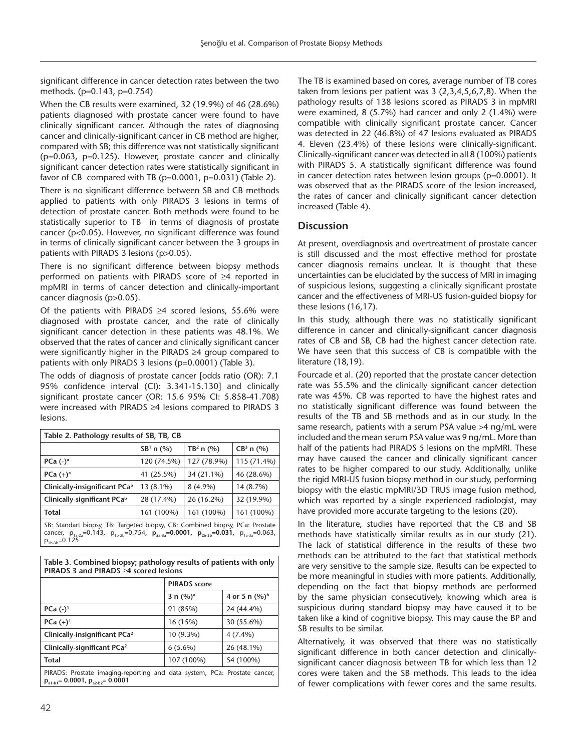significant difference in cancer detection rates between the two methods. (p=0.143, p=0.754)

When the CB results were examined, 32 (19.9%) of 46 (28.6%) patients diagnosed with prostate cancer were found to have clinically significant cancer. Although the rates of diagnosing cancer and clinically-significant cancer in CB method are higher, compared with SB; this difference was not statistically significant (p=0.063, p=0.125). However, prostate cancer and clinically significant cancer detection rates were statistically significant in favor of CB compared with TB (p=0.0001, p=0.031) (Table 2).

There is no significant difference between SB and CB methods applied to patients with only PIRADS 3 lesions in terms of detection of prostate cancer. Both methods were found to be statistically superior to TB in terms of diagnosis of prostate cancer ($p<0.05$). However, no significant difference was found in terms of clinically significant cancer between the 3 groups in patients with PIRADS 3 lesions ($p>0.05$).

There is no significant difference between biopsy methods performed on patients with PIRADS score of ≥4 reported in mpMRI in terms of cancer detection and clinically-important cancer diagnosis ($p>0.05$).

Of the patients with PIRADS ≥4 scored lesions, 55.6% were diagnosed with prostate cancer, and the rate of clinically significant cancer detection in these patients was 48.1%. We observed that the rates of cancer and clinically significant cancer were significantly higher in the PIRADS ≥4 group compared to patients with only PIRADS 3 lesions (p=0.0001) (Table 3).

The odds of diagnosis of prostate cancer [odds ratio (OR): 7.1 95% confidence interval (CI): 3.341-15.130] and clinically significant prostate cancer (OR: 15.6 95% CI: 5.858-41.708) were increased with PIRADS ≥4 lesions compared to PIRADS 3 lesions.

**Table 2. Pathology results of SB, TB, CB**

| | SB[1] n (%) | TB[2] n (%) | CB[3] n (%) |
|---|---|---|---|
| **PCa (-)[a]** | 120 (74.5%) | 127 (78.9%) | 115 (71.4%) |
| **PCa (+)[a]** | 41 (25.5%) | 34 (21.1%) | 46 (28.6%) |
| **Clinically-insignificant PCa[b]** | 13 (8.1%) | 8 (4.9%) | 14 (8.7%) |
| **Clinically-significant PCa[b]** | 28 (17.4%) | 26 (16.2%) | 32 (19.9%) |
| **Total** | 161 (100%) | 161 (100%) | 161 (100%) |

SB: Standart biopsy, TB: Targeted biopsy, CB: Combined biopsy, PCa: Prostate cancer, $p_{1a-2a}$=0.143, $p_{1b-2b}$=0.754, $\mathbf{p_{2a-3a}}$**=0.0001**, $\mathbf{p_{2b-3b}}$**=0.031**, $p_{1a-3a}$=0.063, $p_{1b-3b}$=0.125

**Table 3. Combined biopsy; pathology results of patients with only PIRADS 3 and PIRADS ≥4 scored lesions**

| | PIRADS score | |
|---|---|---|
| | 3 n (%)[a] | 4 or 5 n (%)[b] |
| **PCa (-)[1]** | 91 (85%) | 24 (44.4%) |
| **PCa (+)[1]** | 16 (15%) | 30 (55.6%) |
| **Clinically-insignificant PCa[2]** | 10 (9.3%) | 4 (7.4%) |
| **Clinically-significant PCa[2]** | 6 (5.6%) | 26 (48.1%) |
| **Total** | 107 (100%) | 54 (100%) |

PIRADS: Prostate imaging-reporting and data system, PCa: Prostate cancer, $\mathbf{p_{a1-b1}}$**= 0.0001**, $\mathbf{p_{a2-b2}}$**= 0.0001**

The TB is examined based on cores, average number of TB cores taken from lesions per patient was 3 (2,3,4,5,6,7,8). When the pathology results of 138 lesions scored as PIRADS 3 in mpMRI were examined, 8 (5.7%) had cancer and only 2 (1.4%) were compatible with clinically significant prostate cancer. Cancer was detected in 22 (46.8%) of 47 lesions evaluated as PIRADS 4. Eleven (23.4%) of these lesions were clinically-significant. Clinically-significant cancer was detected in all 8 (100%) patients with PIRADS 5. A statistically significant difference was found in cancer detection rates between lesion groups (p=0.0001). It was observed that as the PIRADS score of the lesion increased, the rates of cancer and clinically significant cancer detection increased (Table 4).

## Discussion

At present, overdiagnosis and overtreatment of prostate cancer is still discussed and the most effective method for prostate cancer diagnosis remains unclear. It is thought that these uncertainties can be elucidated by the success of MRI in imaging of suspicious lesions, suggesting a clinically significant prostate cancer and the effectiveness of MRI-US fusion-guided biopsy for these lesions (16,17).

In this study, although there was no statistically significant difference in cancer and clinically-significant cancer diagnosis rates of CB and SB, CB had the highest cancer detection rate. We have seen that this success of CB is compatible with the literature (18,19).

Fourcade et al. (20) reported that the prostate cancer detection rate was 55.5% and the clinically significant cancer detection rate was 45%. CB was reported to have the highest rates and no statistically significant difference was found between the results of the TB and SB methods and as in our study. In the same research, patients with a serum PSA value >4 ng/mL were included and the mean serum PSA value was 9 ng/mL. More than half of the patients had PIRADS 5 lesions on the mpMRI. These may have caused the cancer and clinically significant cancer rates to be higher compared to our study. Additionally, unlike the rigid MRI-US fusion biopsy method in our study, performing biopsy with the elastic mpMRI/3D TRUS image fusion method, which was reported by a single experienced radiologist, may have provided more accurate targeting to the lesions (20).

In the literature, studies have reported that the CB and SB methods have statistically similar results as in our study (21). The lack of statistical difference in the results of these two methods can be attributed to the fact that statistical methods are very sensitive to the sample size. Results can be expected to be more meaningful in studies with more patients. Additionally, depending on the fact that biopsy methods are performed by the same physician consecutively, knowing which area is suspicious during standard biopsy may have caused it to be taken like a kind of cognitive biopsy. This may cause the BP and SB results to be similar.

Alternatively, it was observed that there was no statistically significant difference in both cancer detection and clinically-significant cancer diagnosis between TB for which less than 12 cores were taken and the SB methods. This leads to the idea of fewer complications with fewer cores and the same results.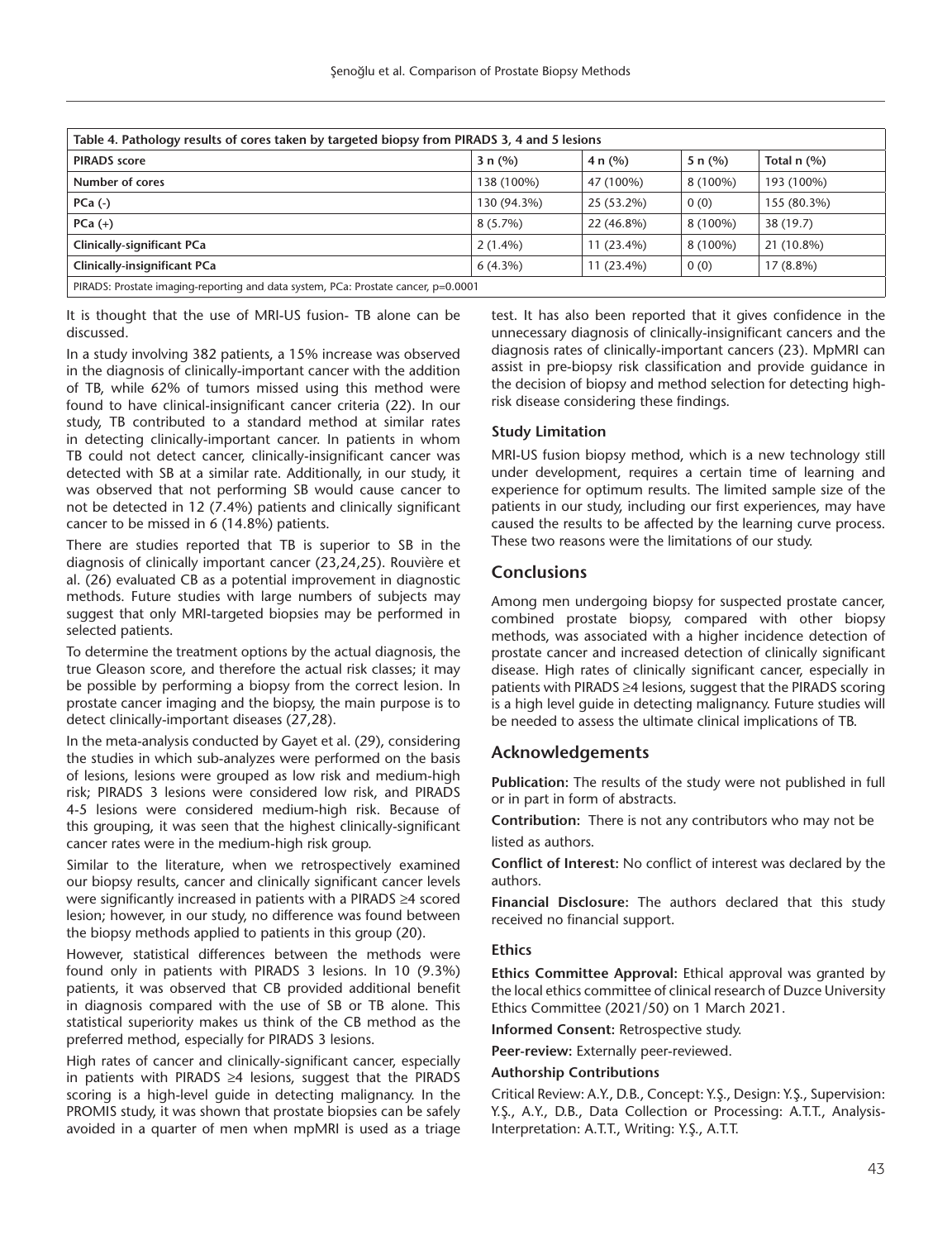| Table 4. Pathology results of cores taken by targeted biopsy from PIRADS 3, 4 and 5 lesions | | | | |
|---|---|---|---|---|
| **PIRADS score** | 3 n (%) | 4 n (%) | 5 n (%) | Total n (%) |
| **Number of cores** | 138 (100%) | 47 (100%) | 8 (100%) | 193 (100%) |
| **PCa (-)** | 130 (94.3%) | 25 (53.2%) | 0 (0) | 155 (80.3%) |
| **PCa (+)** | 8 (5.7%) | 22 (46.8%) | 8 (100%) | 38 (19.7) |
| **Clinically-significant PCa** | 2 (1.4%) | 11 (23.4%) | 8 (100%) | 21 (10.8%) |
| **Clinically-insignificant PCa** | 6 (4.3%) | 11 (23.4%) | 0 (0) | 17 (8.8%) |
| PIRADS: Prostate imaging-reporting and data system, PCa: Prostate cancer, p=0.0001 | | | | |

It is thought that the use of MRI-US fusion- TB alone can be discussed.

In a study involving 382 patients, a 15% increase was observed in the diagnosis of clinically-important cancer with the addition of TB, while 62% of tumors missed using this method were found to have clinical-insignificant cancer criteria (22). In our study, TB contributed to a standard method at similar rates in detecting clinically-important cancer. In patients in whom TB could not detect cancer, clinically-insignificant cancer was detected with SB at a similar rate. Additionally, in our study, it was observed that not performing SB would cause cancer to not be detected in 12 (7.4%) patients and clinically significant cancer to be missed in 6 (14.8%) patients.

There are studies reported that TB is superior to SB in the diagnosis of clinically important cancer (23,24,25). Rouvière et al. (26) evaluated CB as a potential improvement in diagnostic methods. Future studies with large numbers of subjects may suggest that only MRI-targeted biopsies may be performed in selected patients.

To determine the treatment options by the actual diagnosis, the true Gleason score, and therefore the actual risk classes; it may be possible by performing a biopsy from the correct lesion. In prostate cancer imaging and the biopsy, the main purpose is to detect clinically-important diseases (27,28).

In the meta-analysis conducted by Gayet et al. (29), considering the studies in which sub-analyzes were performed on the basis of lesions, lesions were grouped as low risk and medium-high risk; PIRADS 3 lesions were considered low risk, and PIRADS 4-5 lesions were considered medium-high risk. Because of this grouping, it was seen that the highest clinically-significant cancer rates were in the medium-high risk group.

Similar to the literature, when we retrospectively examined our biopsy results, cancer and clinically significant cancer levels were significantly increased in patients with a PIRADS ≥4 scored lesion; however, in our study, no difference was found between the biopsy methods applied to patients in this group (20).

However, statistical differences between the methods were found only in patients with PIRADS 3 lesions. In 10 (9.3%) patients, it was observed that CB provided additional benefit in diagnosis compared with the use of SB or TB alone. This statistical superiority makes us think of the CB method as the preferred method, especially for PIRADS 3 lesions.

High rates of cancer and clinically-significant cancer, especially in patients with PIRADS ≥4 lesions, suggest that the PIRADS scoring is a high-level guide in detecting malignancy. In the PROMIS study, it was shown that prostate biopsies can be safely avoided in a quarter of men when mpMRI is used as a triage test. It has also been reported that it gives confidence in the unnecessary diagnosis of clinically-insignificant cancers and the diagnosis rates of clinically-important cancers (23). MpMRI can assist in pre-biopsy risk classification and provide guidance in the decision of biopsy and method selection for detecting high-risk disease considering these findings.

### Study Limitation

MRI-US fusion biopsy method, which is a new technology still under development, requires a certain time of learning and experience for optimum results. The limited sample size of the patients in our study, including our first experiences, may have caused the results to be affected by the learning curve process. These two reasons were the limitations of our study.

## Conclusions

Among men undergoing biopsy for suspected prostate cancer, combined prostate biopsy, compared with other biopsy methods, was associated with a higher incidence detection of prostate cancer and increased detection of clinically significant disease. High rates of clinically significant cancer, especially in patients with PIRADS ≥4 lesions, suggest that the PIRADS scoring is a high level guide in detecting malignancy. Future studies will be needed to assess the ultimate clinical implications of TB.

## Acknowledgements

**Publication:** The results of the study were not published in full or in part in form of abstracts.

**Contribution:** There is not any contributors who may not be listed as authors.

**Conflict of Interest:** No conflict of interest was declared by the authors.

**Financial Disclosure:** The authors declared that this study received no financial support.

### Ethics

**Ethics Committee Approval:** Ethical approval was granted by the local ethics committee of clinical research of Duzce University Ethics Committee (2021/50) on 1 March 2021.

**Informed Consent:** Retrospective study.

**Peer-review:** Externally peer-reviewed.

**Authorship Contributions**

Critical Review: A.Y., D.B., Concept: Y.Ş., Design: Y.Ş., Supervision: Y.Ş., A.Y., D.B., Data Collection or Processing: A.T.T., Analysis-Interpretation: A.T.T., Writing: Y.Ş., A.T.T.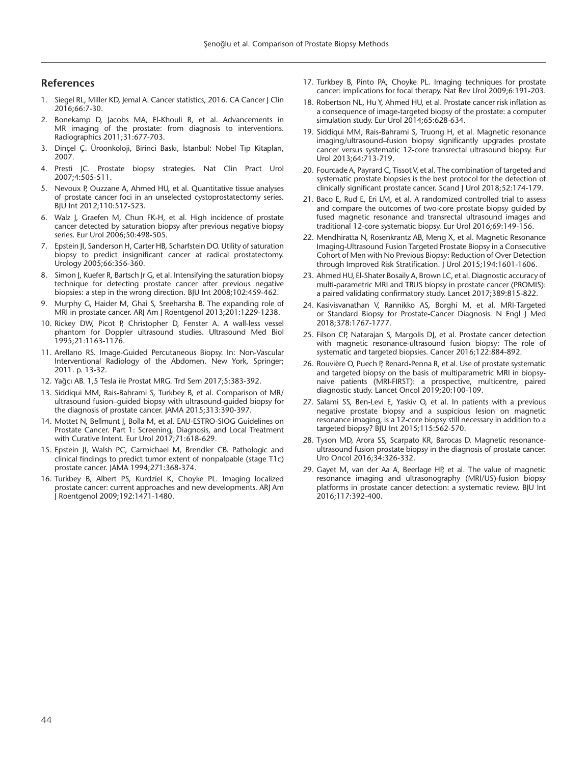## References

1. Siegel RL, Miller KD, Jemal A. Cancer statistics, 2016. CA Cancer J Clin 2016;66:7-30.
2. Bonekamp D, Jacobs MA, El-Khouli R, et al. Advancements in MR imaging of the prostate: from diagnosis to interventions. Radiographics 2011;31:677-703.
3. Dinçel Ç. Üroonkoloji, Birinci Baskı, İstanbul: Nobel Tıp Kitapları, 2007.
4. Presti JC. Prostate biopsy strategies. Nat Clin Pract Urol 2007;4:505-511.
5. Nevoux P, Ouzzane A, Ahmed HU, et al. Quantitative tissue analyses of prostate cancer foci in an unselected cystoprostatectomy series. BJU Int 2012;110:517-523.
6. Walz J, Graefen M, Chun FK-H, et al. High incidence of prostate cancer detected by saturation biopsy after previous negative biopsy series. Eur Urol 2006;50:498-505.
7. Epstein JI, Sanderson H, Carter HB, Scharfstein DO. Utility of saturation biopsy to predict insignificant cancer at radical prostatectomy. Urology 2005;66:356-360.
8. Simon J, Kuefer R, Bartsch Jr G, et al. Intensifying the saturation biopsy technique for detecting prostate cancer after previous negative biopsies: a step in the wrong direction. BJU Int 2008;102:459-462.
9. Murphy G, Haider M, Ghai S, Sreeharsha B. The expanding role of MRI in prostate cancer. ARJ Am J Roentgenol 2013;201:1229-1238.
10. Rickey DW, Picot P, Christopher D, Fenster A. A wall-less vessel phantom for Doppler ultrasound studies. Ultrasound Med Biol 1995;21:1163-1176.
11. Arellano RS. Image-Guided Percutaneous Biopsy. In: Non-Vascular Interventional Radiology of the Abdomen. New York, Springer; 2011. p. 13-32.
12. Yağcı AB. 1,5 Tesla ile Prostat MRG. Trd Sem 2017;5:383-392.
13. Siddiqui MM, Rais-Bahrami S, Turkbey B, et al. Comparison of MR/ultrasound fusion–guided biopsy with ultrasound-guided biopsy for the diagnosis of prostate cancer. JAMA 2015;313:390-397.
14. Mottet N, Bellmunt J, Bolla M, et al. EAU-ESTRO-SIOG Guidelines on Prostate Cancer. Part 1: Screening, Diagnosis, and Local Treatment with Curative Intent. Eur Urol 2017;71:618-629.
15. Epstein JI, Walsh PC, Carmichael M, Brendler CB. Pathologic and clinical findings to predict tumor extent of nonpalpable (stage T1c) prostate cancer. JAMA 1994;271:368-374.
16. Turkbey B, Albert PS, Kurdziel K, Choyke PL. Imaging localized prostate cancer: current approaches and new developments. ARJ Am J Roentgenol 2009;192:1471-1480.
17. Turkbey B, Pinto PA, Choyke PL. Imaging techniques for prostate cancer: implications for focal therapy. Nat Rev Urol 2009;6:191-203.
18. Robertson NL, Hu Y, Ahmed HU, et al. Prostate cancer risk inflation as a consequence of image-targeted biopsy of the prostate: a computer simulation study. Eur Urol 2014;65:628-634.
19. Siddiqui MM, Rais-Bahrami S, Truong H, et al. Magnetic resonance imaging/ultrasound–fusion biopsy significantly upgrades prostate cancer versus systematic 12-core transrectal ultrasound biopsy. Eur Urol 2013;64:713-719.
20. Fourcade A, Payrard C, Tissot V, et al. The combination of targeted and systematic prostate biopsies is the best protocol for the detection of clinically significant prostate cancer. Scand J Urol 2018;52:174-179.
21. Baco E, Rud E, Eri LM, et al. A randomized controlled trial to assess and compare the outcomes of two-core prostate biopsy guided by fused magnetic resonance and transrectal ultrasound images and traditional 12-core systematic biopsy. Eur Urol 2016;69:149-156.
22. Mendhiratta N, Rosenkrantz AB, Meng X, et al. Magnetic Resonance Imaging-Ultrasound Fusion Targeted Prostate Biopsy in a Consecutive Cohort of Men with No Previous Biopsy: Reduction of Over Detection through Improved Risk Stratification. J Urol 2015;194:1601-1606.
23. Ahmed HU, El-Shater Bosaily A, Brown LC, et al. Diagnostic accuracy of multi-parametric MRI and TRUS biopsy in prostate cancer (PROMIS): a paired validating confirmatory study. Lancet 2017;389:815-822.
24. Kasivisvanathan V, Rannikko AS, Borghi M, et al. MRI-Targeted or Standard Biopsy for Prostate-Cancer Diagnosis. N Engl J Med 2018;378:1767-1777.
25. Filson CP, Natarajan S, Margolis DJ, et al. Prostate cancer detection with magnetic resonance-ultrasound fusion biopsy: The role of systematic and targeted biopsies. Cancer 2016;122:884-892.
26. Rouvière O, Puech P, Renard-Penna R, et al. Use of prostate systematic and targeted biopsy on the basis of multiparametric MRI in biopsy-naive patients (MRI-FIRST): a prospective, multicentre, paired diagnostic study. Lancet Oncol 2019;20:100-109.
27. Salami SS, Ben-Levi E, Yaskiv O, et al. In patients with a previous negative prostate biopsy and a suspicious lesion on magnetic resonance imaging, is a 12-core biopsy still necessary in addition to a targeted biopsy? BJU Int 2015;115:562-570.
28. Tyson MD, Arora SS, Scarpato KR, Barocas D. Magnetic resonance-ultrasound fusion prostate biopsy in the diagnosis of prostate cancer. Uro Oncol 2016;34:326-332.
29. Gayet M, van der Aa A, Beerlage HP, et al. The value of magnetic resonance imaging and ultrasonography (MRI/US)-fusion biopsy platforms in prostate cancer detection: a systematic review. BJU Int 2016;117:392-400.